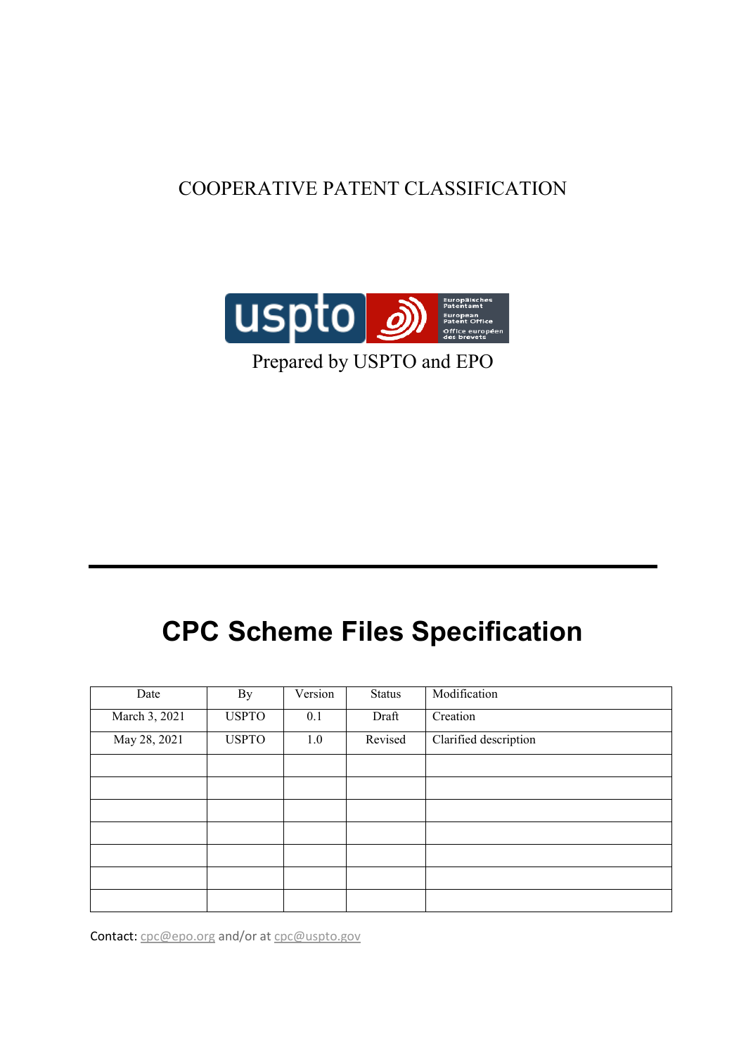COOPERATIVE PATENT CLASSIFICATION

Prepared by USPTO and EPO

# CPC Scheme Files Specification

| Date | By | Version | Status | Modification |
| --- | --- | --- | --- | --- |
| March 3, 2021 | USPTO | 0.1 | Draft | Creation |
| May 28, 2021 | USPTO | 1.0 | Revised | Clarified description |
| | | | | |
| | | | | |
| | | | | |
| | | | | |
| | | | | |
| | | | | |
| | | | | |

Contact: cpc@epo.org and/or at cpc@uspto.gov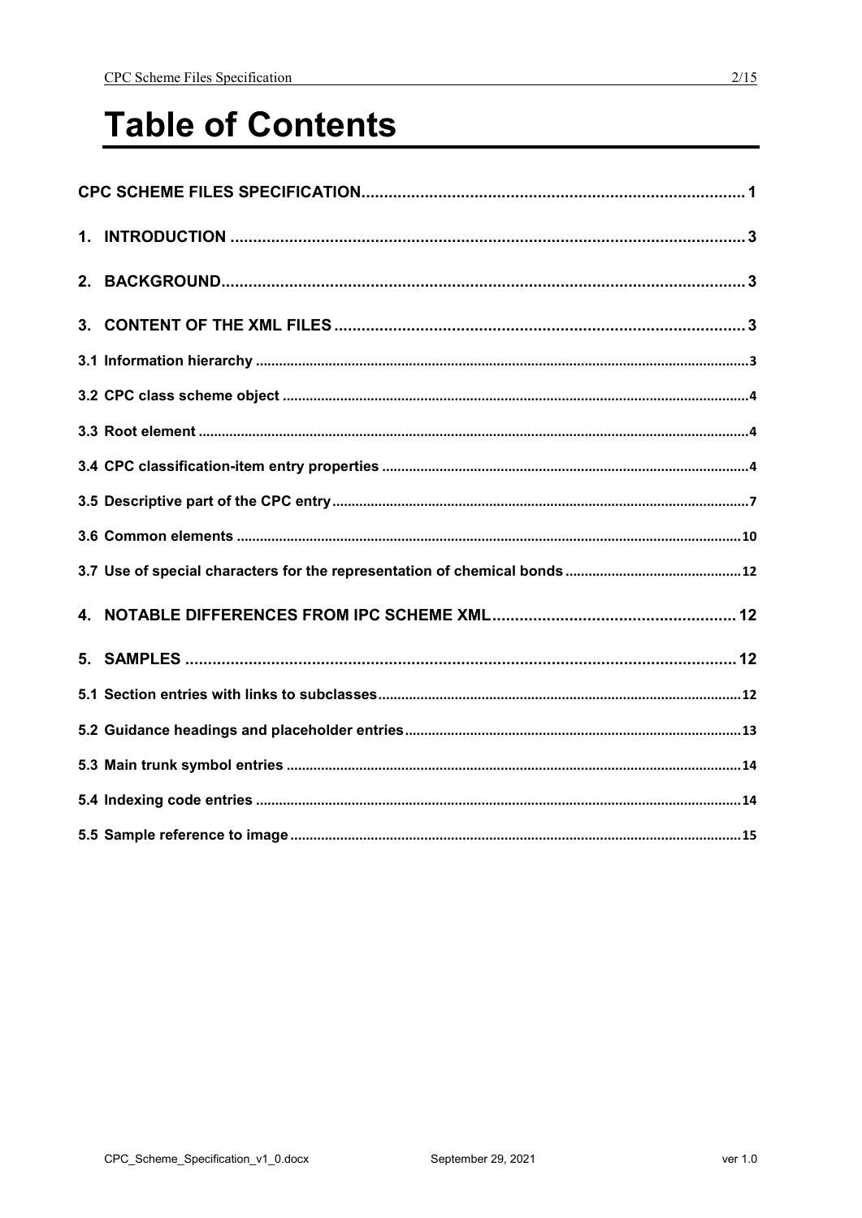# Table of Contents

CPC SCHEME FILES SPECIFICATION .................... 1

1. INTRODUCTION .................... 3

2. BACKGROUND .................... 3

3. CONTENT OF THE XML FILES .................... 3

3.1 Information hierarchy .................... 3

3.2 CPC class scheme object .................... 4

3.3 Root element .................... 4

3.4 CPC classification-item entry properties .................... 4

3.5 Descriptive part of the CPC entry .................... 7

3.6 Common elements .................... 10

3.7 Use of special characters for the representation of chemical bonds .................... 12

4. NOTABLE DIFFERENCES FROM IPC SCHEME XML .................... 12

5. SAMPLES .................... 12

5.1 Section entries with links to subclasses .................... 12

5.2 Guidance headings and placeholder entries .................... 13

5.3 Main trunk symbol entries .................... 14

5.4 Indexing code entries .................... 14

5.5 Sample reference to image .................... 15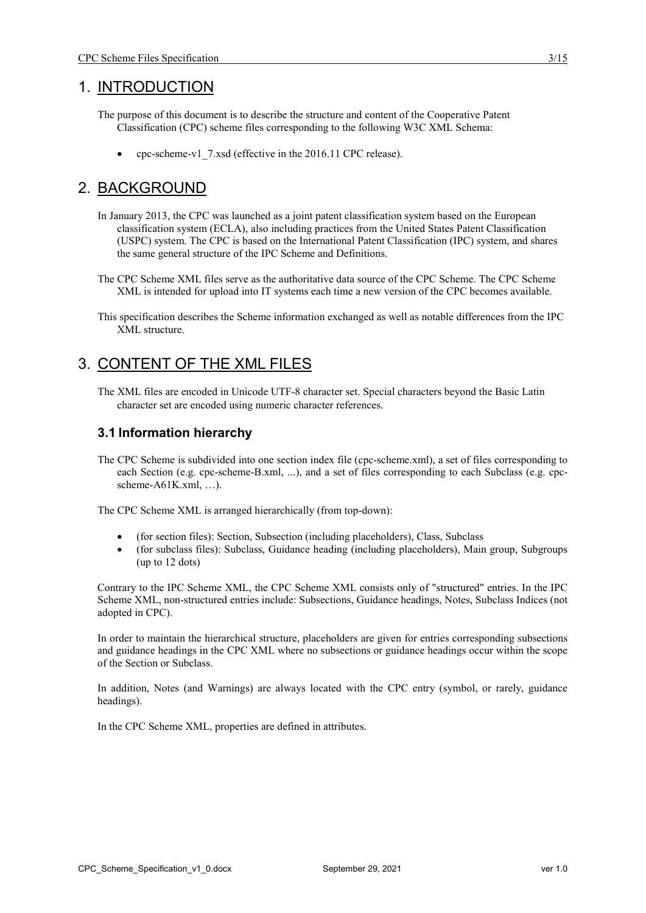# 1. INTRODUCTION

The purpose of this document is to describe the structure and content of the Cooperative Patent Classification (CPC) scheme files corresponding to the following W3C XML Schema:

- cpc-scheme-v1_7.xsd (effective in the 2016.11 CPC release).

# 2. BACKGROUND

In January 2013, the CPC was launched as a joint patent classification system based on the European classification system (ECLA), also including practices from the United States Patent Classification (USPC) system. The CPC is based on the International Patent Classification (IPC) system, and shares the same general structure of the IPC Scheme and Definitions.

The CPC Scheme XML files serve as the authoritative data source of the CPC Scheme. The CPC Scheme XML is intended for upload into IT systems each time a new version of the CPC becomes available.

This specification describes the Scheme information exchanged as well as notable differences from the IPC XML structure.

# 3. CONTENT OF THE XML FILES

The XML files are encoded in Unicode UTF-8 character set. Special characters beyond the Basic Latin character set are encoded using numeric character references.

## 3.1 Information hierarchy

The CPC Scheme is subdivided into one section index file (cpc-scheme.xml), a set of files corresponding to each Section (e.g. cpc-scheme-B.xml, ...), and a set of files corresponding to each Subclass (e.g. cpc-scheme-A61K.xml, …).

The CPC Scheme XML is arranged hierarchically (from top-down):

- (for section files): Section, Subsection (including placeholders), Class, Subclass
- (for subclass files): Subclass, Guidance heading (including placeholders), Main group, Subgroups (up to 12 dots)

Contrary to the IPC Scheme XML, the CPC Scheme XML consists only of "structured" entries. In the IPC Scheme XML, non-structured entries include: Subsections, Guidance headings, Notes, Subclass Indices (not adopted in CPC).

In order to maintain the hierarchical structure, placeholders are given for entries corresponding subsections and guidance headings in the CPC XML where no subsections or guidance headings occur within the scope of the Section or Subclass.

In addition, Notes (and Warnings) are always located with the CPC entry (symbol, or rarely, guidance headings).

In the CPC Scheme XML, properties are defined in attributes.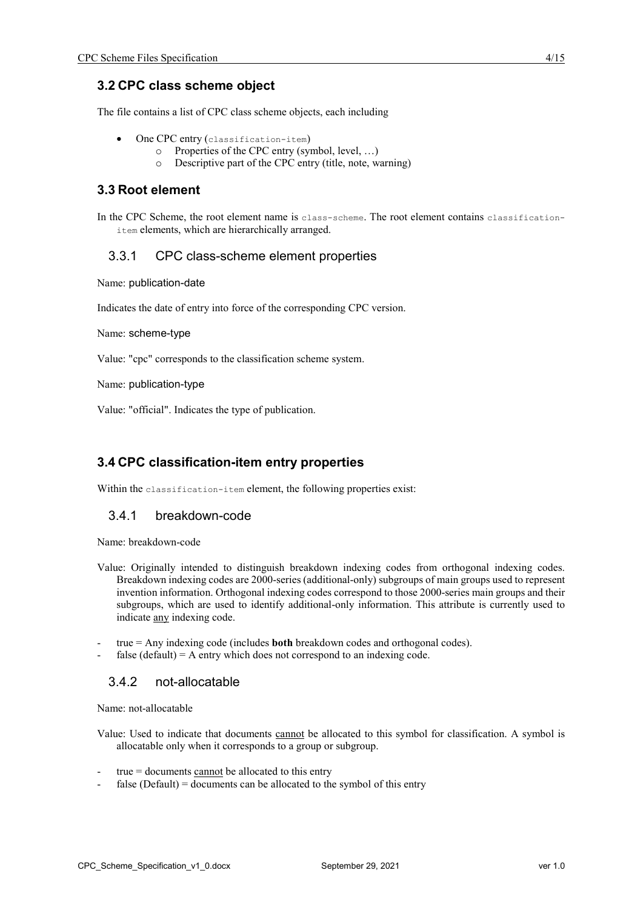## 3.2 CPC class scheme object

The file contains a list of CPC class scheme objects, each including

- One CPC entry (`classification-item`)
  - Properties of the CPC entry (symbol, level, …)
  - Descriptive part of the CPC entry (title, note, warning)

## 3.3 Root element

In the CPC Scheme, the root element name is `class-scheme`. The root element contains `classification-item` elements, which are hierarchically arranged.

### 3.3.1 CPC class-scheme element properties

Name: publication-date

Indicates the date of entry into force of the corresponding CPC version.

Name: scheme-type

Value: "cpc" corresponds to the classification scheme system.

Name: publication-type

Value: "official". Indicates the type of publication.

## 3.4 CPC classification-item entry properties

Within the `classification-item` element, the following properties exist:

### 3.4.1 breakdown-code

Name: breakdown-code

Value: Originally intended to distinguish breakdown indexing codes from orthogonal indexing codes. Breakdown indexing codes are 2000-series (additional-only) subgroups of main groups used to represent invention information. Orthogonal indexing codes correspond to those 2000-series main groups and their subgroups, which are used to identify additional-only information. This attribute is currently used to indicate <u>any</u> indexing code.

- true = Any indexing code (includes **both** breakdown codes and orthogonal codes).
- false (default) = A entry which does not correspond to an indexing code.

### 3.4.2 not-allocatable

Name: not-allocatable

Value: Used to indicate that documents <u>cannot</u> be allocated to this symbol for classification. A symbol is allocatable only when it corresponds to a group or subgroup.

- true = documents <u>cannot</u> be allocated to this entry
- false (Default) = documents can be allocated to the symbol of this entry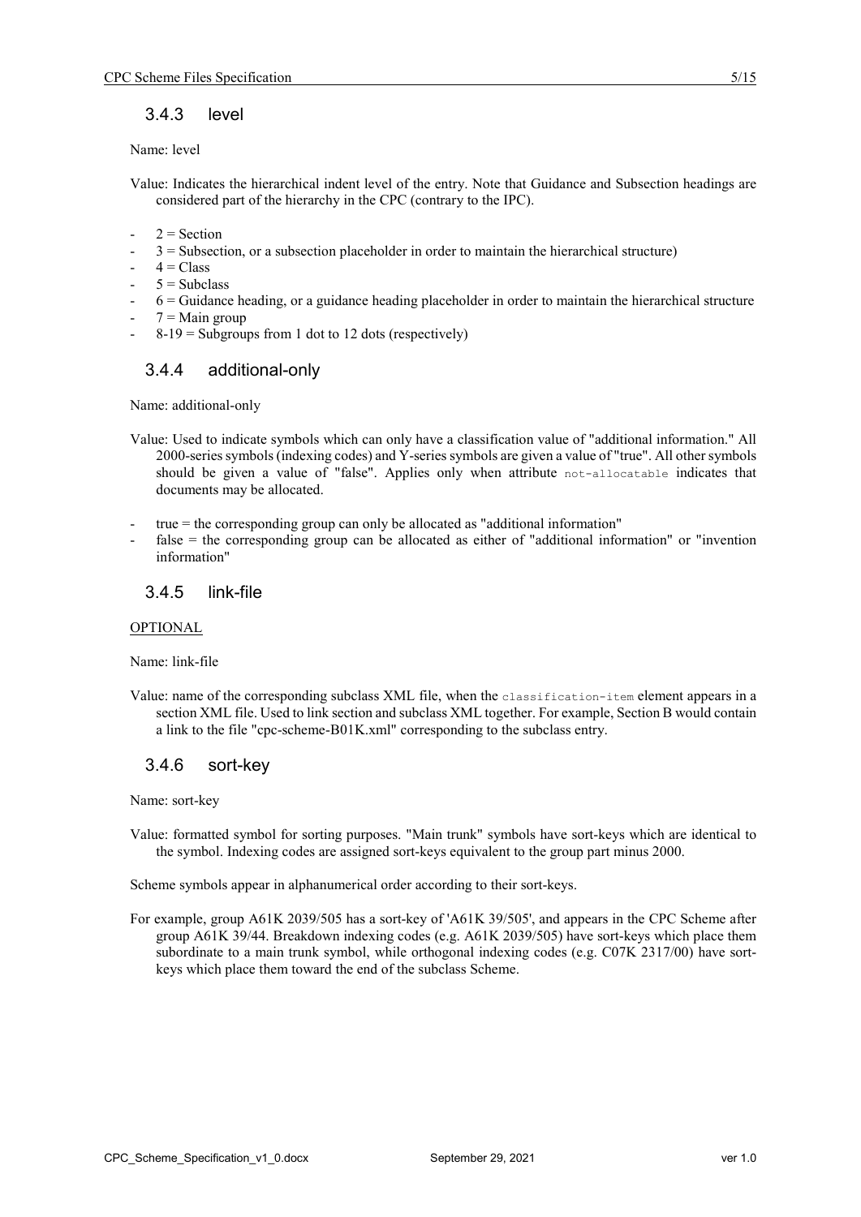### 3.4.3 level

Name: level

Value: Indicates the hierarchical indent level of the entry. Note that Guidance and Subsection headings are considered part of the hierarchy in the CPC (contrary to the IPC).

- 2 = Section
- 3 = Subsection, or a subsection placeholder in order to maintain the hierarchical structure)
- 4 = Class
- 5 = Subclass
- 6 = Guidance heading, or a guidance heading placeholder in order to maintain the hierarchical structure
- 7 = Main group
- 8-19 = Subgroups from 1 dot to 12 dots (respectively)

### 3.4.4 additional-only

Name: additional-only

Value: Used to indicate symbols which can only have a classification value of "additional information." All 2000-series symbols (indexing codes) and Y-series symbols are given a value of "true". All other symbols should be given a value of "false". Applies only when attribute `not-allocatable` indicates that documents may be allocated.

- true = the corresponding group can only be allocated as "additional information"
- false = the corresponding group can be allocated as either of "additional information" or "invention information"

### 3.4.5 link-file

<u>OPTIONAL</u>

Name: link-file

Value: name of the corresponding subclass XML file, when the `classification-item` element appears in a section XML file. Used to link section and subclass XML together. For example, Section B would contain a link to the file "cpc-scheme-B01K.xml" corresponding to the subclass entry.

### 3.4.6 sort-key

Name: sort-key

Value: formatted symbol for sorting purposes. "Main trunk" symbols have sort-keys which are identical to the symbol. Indexing codes are assigned sort-keys equivalent to the group part minus 2000.

Scheme symbols appear in alphanumerical order according to their sort-keys.

For example, group A61K 2039/505 has a sort-key of 'A61K 39/505', and appears in the CPC Scheme after group A61K 39/44. Breakdown indexing codes (e.g. A61K 2039/505) have sort-keys which place them subordinate to a main trunk symbol, while orthogonal indexing codes (e.g. C07K 2317/00) have sort-keys which place them toward the end of the subclass Scheme.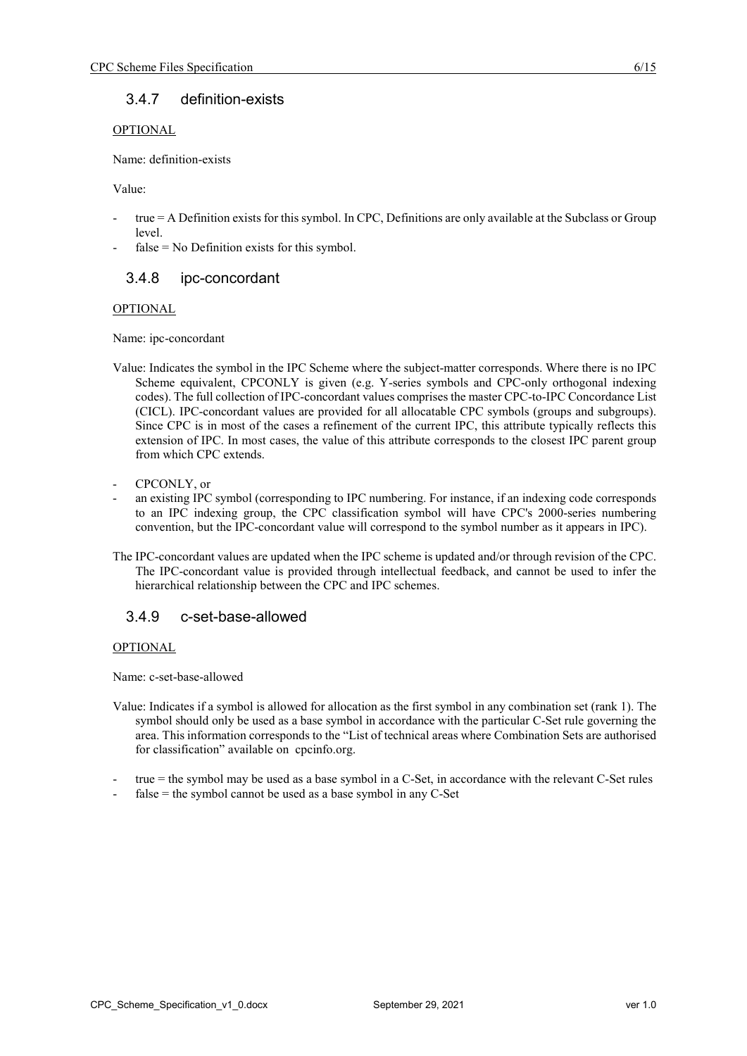### 3.4.7 definition-exists

OPTIONAL

Name: definition-exists

Value:

- true = A Definition exists for this symbol. In CPC, Definitions are only available at the Subclass or Group level.
- false = No Definition exists for this symbol.

### 3.4.8 ipc-concordant

OPTIONAL

Name: ipc-concordant

Value: Indicates the symbol in the IPC Scheme where the subject-matter corresponds. Where there is no IPC Scheme equivalent, CPCONLY is given (e.g. Y-series symbols and CPC-only orthogonal indexing codes). The full collection of IPC-concordant values comprises the master CPC-to-IPC Concordance List (CICL). IPC-concordant values are provided for all allocatable CPC symbols (groups and subgroups). Since CPC is in most of the cases a refinement of the current IPC, this attribute typically reflects this extension of IPC. In most cases, the value of this attribute corresponds to the closest IPC parent group from which CPC extends.

- CPCONLY, or
- an existing IPC symbol (corresponding to IPC numbering. For instance, if an indexing code corresponds to an IPC indexing group, the CPC classification symbol will have CPC's 2000-series numbering convention, but the IPC-concordant value will correspond to the symbol number as it appears in IPC).

The IPC-concordant values are updated when the IPC scheme is updated and/or through revision of the CPC. The IPC-concordant value is provided through intellectual feedback, and cannot be used to infer the hierarchical relationship between the CPC and IPC schemes.

### 3.4.9 c-set-base-allowed

OPTIONAL

Name: c-set-base-allowed

Value: Indicates if a symbol is allowed for allocation as the first symbol in any combination set (rank 1). The symbol should only be used as a base symbol in accordance with the particular C-Set rule governing the area. This information corresponds to the "List of technical areas where Combination Sets are authorised for classification" available on cpcinfo.org.

- true = the symbol may be used as a base symbol in a C-Set, in accordance with the relevant C-Set rules
- false = the symbol cannot be used as a base symbol in any C-Set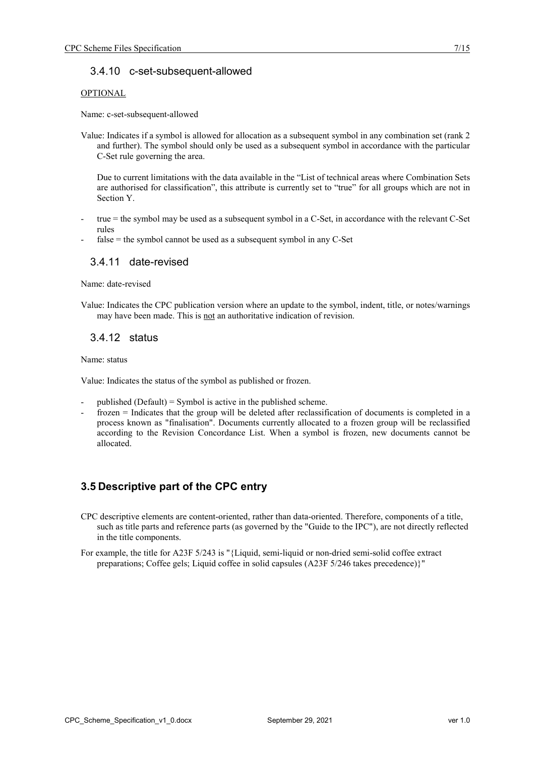### 3.4.10 c-set-subsequent-allowed

OPTIONAL

Name: c-set-subsequent-allowed

Value: Indicates if a symbol is allowed for allocation as a subsequent symbol in any combination set (rank 2 and further). The symbol should only be used as a subsequent symbol in accordance with the particular C-Set rule governing the area.

Due to current limitations with the data available in the "List of technical areas where Combination Sets are authorised for classification", this attribute is currently set to "true" for all groups which are not in Section Y.

- true = the symbol may be used as a subsequent symbol in a C-Set, in accordance with the relevant C-Set rules
- false = the symbol cannot be used as a subsequent symbol in any C-Set

### 3.4.11 date-revised

Name: date-revised

Value: Indicates the CPC publication version where an update to the symbol, indent, title, or notes/warnings may have been made. This is not an authoritative indication of revision.

### 3.4.12 status

Name: status

Value: Indicates the status of the symbol as published or frozen.

- published (Default) = Symbol is active in the published scheme.
- frozen = Indicates that the group will be deleted after reclassification of documents is completed in a process known as "finalisation". Documents currently allocated to a frozen group will be reclassified according to the Revision Concordance List. When a symbol is frozen, new documents cannot be allocated.

## 3.5 Descriptive part of the CPC entry

CPC descriptive elements are content-oriented, rather than data-oriented. Therefore, components of a title, such as title parts and reference parts (as governed by the "Guide to the IPC"), are not directly reflected in the title components.

For example, the title for A23F 5/243 is "{Liquid, semi-liquid or non-dried semi-solid coffee extract preparations; Coffee gels; Liquid coffee in solid capsules (A23F 5/246 takes precedence)}"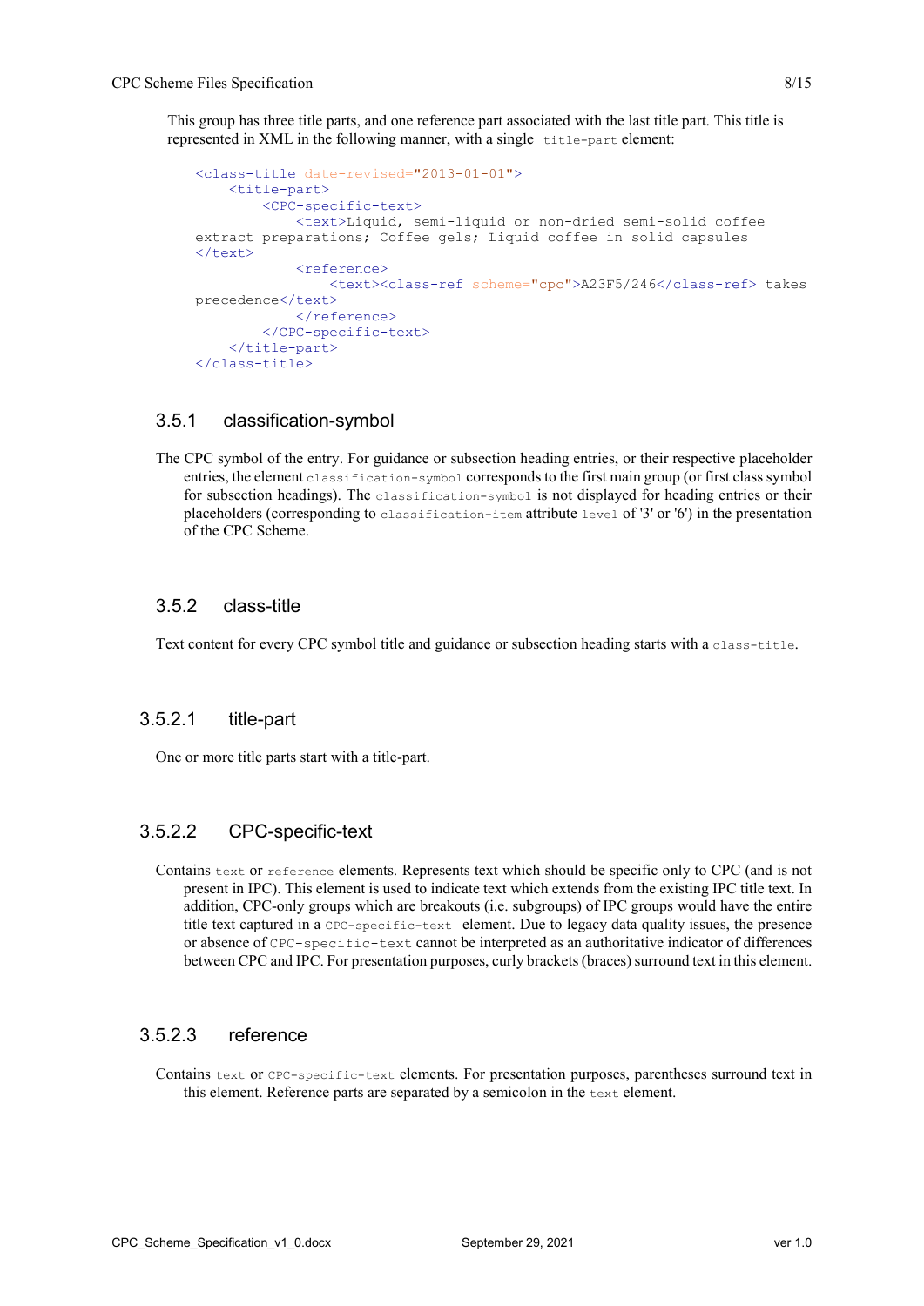This group has three title parts, and one reference part associated with the last title part. This title is represented in XML in the following manner, with a single `title-part` element:

```
<class-title date-revised="2013-01-01">
    <title-part>
        <CPC-specific-text>
            <text>Liquid, semi-liquid or non-dried semi-solid coffee
extract preparations; Coffee gels; Liquid coffee in solid capsules
</text>
            <reference>
                <text><class-ref scheme="cpc">A23F5/246</class-ref> takes
precedence</text>
            </reference>
        </CPC-specific-text>
    </title-part>
</class-title>
```

### 3.5.1 classification-symbol

The CPC symbol of the entry. For guidance or subsection heading entries, or their respective placeholder entries, the element `classification-symbol` corresponds to the first main group (or first class symbol for subsection headings). The `classification-symbol` is not displayed for heading entries or their placeholders (corresponding to `classification-item` attribute `level` of '3' or '6') in the presentation of the CPC Scheme.

### 3.5.2 class-title

Text content for every CPC symbol title and guidance or subsection heading starts with a `class-title`.

#### 3.5.2.1 title-part

One or more title parts start with a title-part.

#### 3.5.2.2 CPC-specific-text

Contains `text` or `reference` elements. Represents text which should be specific only to CPC (and is not present in IPC). This element is used to indicate text which extends from the existing IPC title text. In addition, CPC-only groups which are breakouts (i.e. subgroups) of IPC groups would have the entire title text captured in a `CPC-specific-text` element. Due to legacy data quality issues, the presence or absence of `CPC-specific-text` cannot be interpreted as an authoritative indicator of differences between CPC and IPC. For presentation purposes, curly brackets (braces) surround text in this element.

#### 3.5.2.3 reference

Contains `text` or `CPC-specific-text` elements. For presentation purposes, parentheses surround text in this element. Reference parts are separated by a semicolon in the `text` element.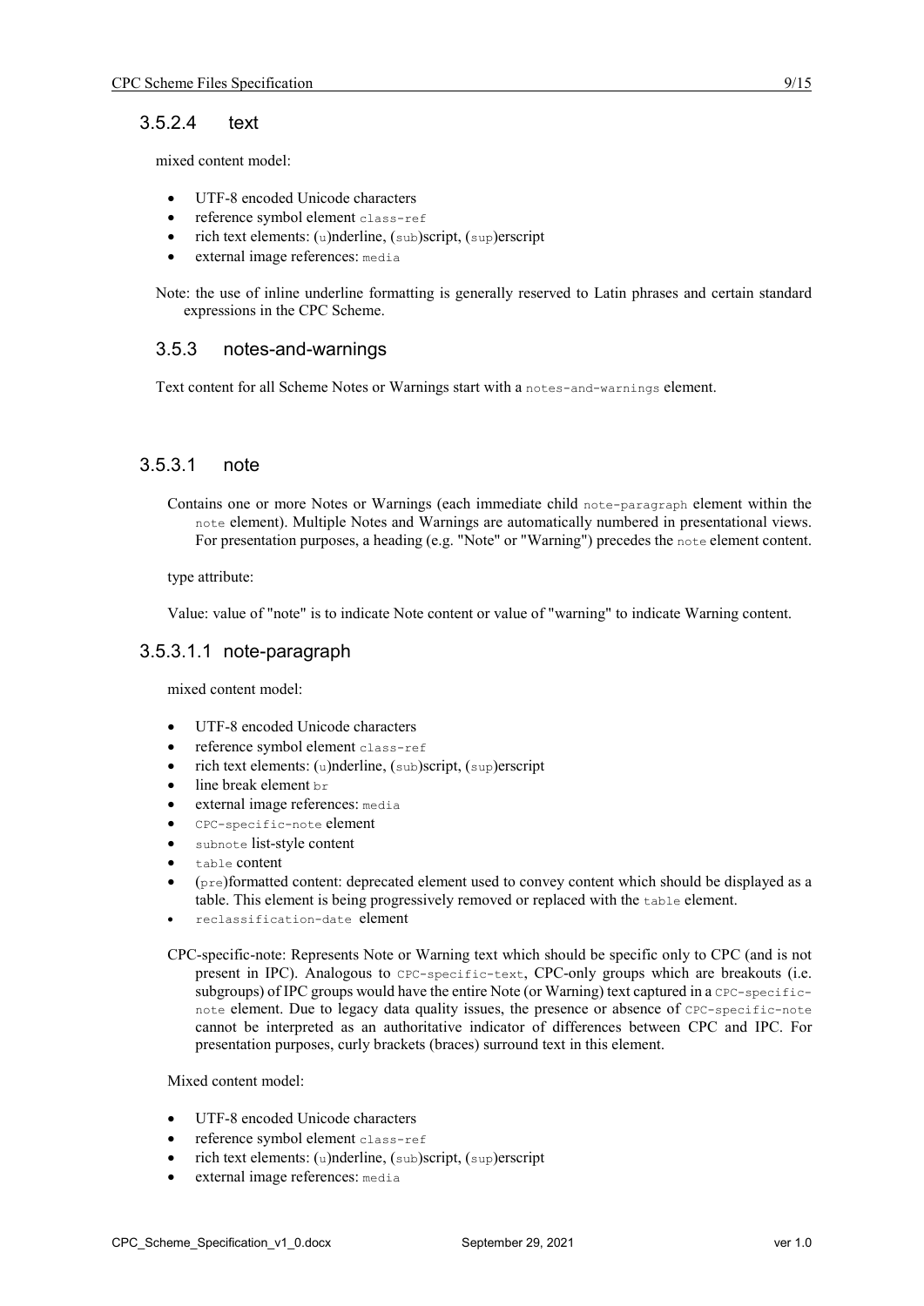#### 3.5.2.4 text

mixed content model:

- UTF-8 encoded Unicode characters
- reference symbol element `class-ref`
- rich text elements: (`u`)nderline, (`sub`)script, (`sup`)erscript
- external image references: `media`

Note: the use of inline underline formatting is generally reserved to Latin phrases and certain standard expressions in the CPC Scheme.

### 3.5.3 notes-and-warnings

Text content for all Scheme Notes or Warnings start with a `notes-and-warnings` element.

#### 3.5.3.1 note

Contains one or more Notes or Warnings (each immediate child `note-paragraph` element within the `note` element). Multiple Notes and Warnings are automatically numbered in presentational views. For presentation purposes, a heading (e.g. "Note" or "Warning") precedes the `note` element content.

type attribute:

Value: value of "note" is to indicate Note content or value of "warning" to indicate Warning content.

##### 3.5.3.1.1 note-paragraph

mixed content model:

- UTF-8 encoded Unicode characters
- reference symbol element `class-ref`
- rich text elements: (`u`)nderline, (`sub`)script, (`sup`)erscript
- line break element `br`
- external image references: `media`
- `CPC-specific-note` element
- `subnote` list-style content
- `table` content
- (`pre`)formatted content: deprecated element used to convey content which should be displayed as a table. This element is being progressively removed or replaced with the `table` element.
- `reclassification-date` element

CPC-specific-note: Represents Note or Warning text which should be specific only to CPC (and is not present in IPC). Analogous to `CPC-specific-text`, CPC-only groups which are breakouts (i.e. subgroups) of IPC groups would have the entire Note (or Warning) text captured in a `CPC-specific-note` element. Due to legacy data quality issues, the presence or absence of `CPC-specific-note` cannot be interpreted as an authoritative indicator of differences between CPC and IPC. For presentation purposes, curly brackets (braces) surround text in this element.

Mixed content model:

- UTF-8 encoded Unicode characters
- reference symbol element `class-ref`
- rich text elements: (`u`)nderline, (`sub`)script, (`sup`)erscript
- external image references: `media`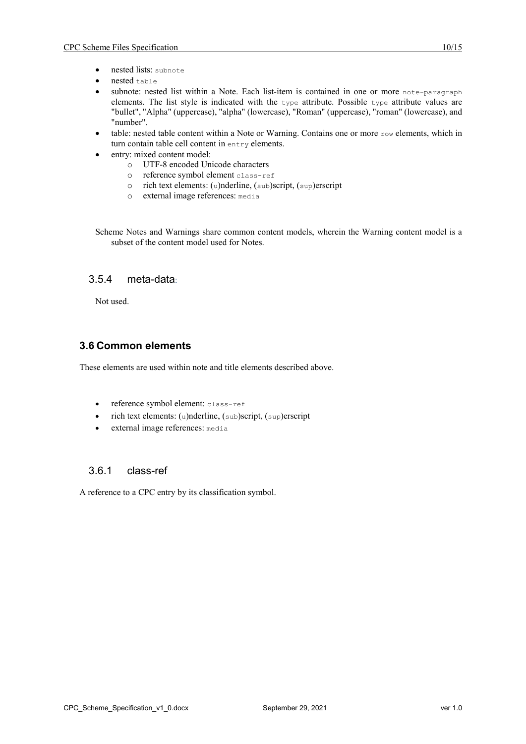- nested lists: `subnote`
- nested `table`
- subnote: nested list within a Note. Each list-item is contained in one or more `note-paragraph` elements. The list style is indicated with the `type` attribute. Possible `type` attribute values are "bullet", "Alpha" (uppercase), "alpha" (lowercase), "Roman" (uppercase), "roman" (lowercase), and "number".
- table: nested table content within a Note or Warning. Contains one or more `row` elements, which in turn contain table cell content in `entry` elements.
- entry: mixed content model:
  - UTF-8 encoded Unicode characters
  - reference symbol element `class-ref`
  - rich text elements: (`u`)nderline, (`sub`)script, (`sup`)erscript
  - external image references: `media`

Scheme Notes and Warnings share common content models, wherein the Warning content model is a subset of the content model used for Notes.

### 3.5.4 meta-data:

Not used.

## 3.6 Common elements

These elements are used within note and title elements described above.

- reference symbol element: `class-ref`
- rich text elements: (`u`)nderline, (`sub`)script, (`sup`)erscript
- external image references: `media`

### 3.6.1 class-ref

A reference to a CPC entry by its classification symbol.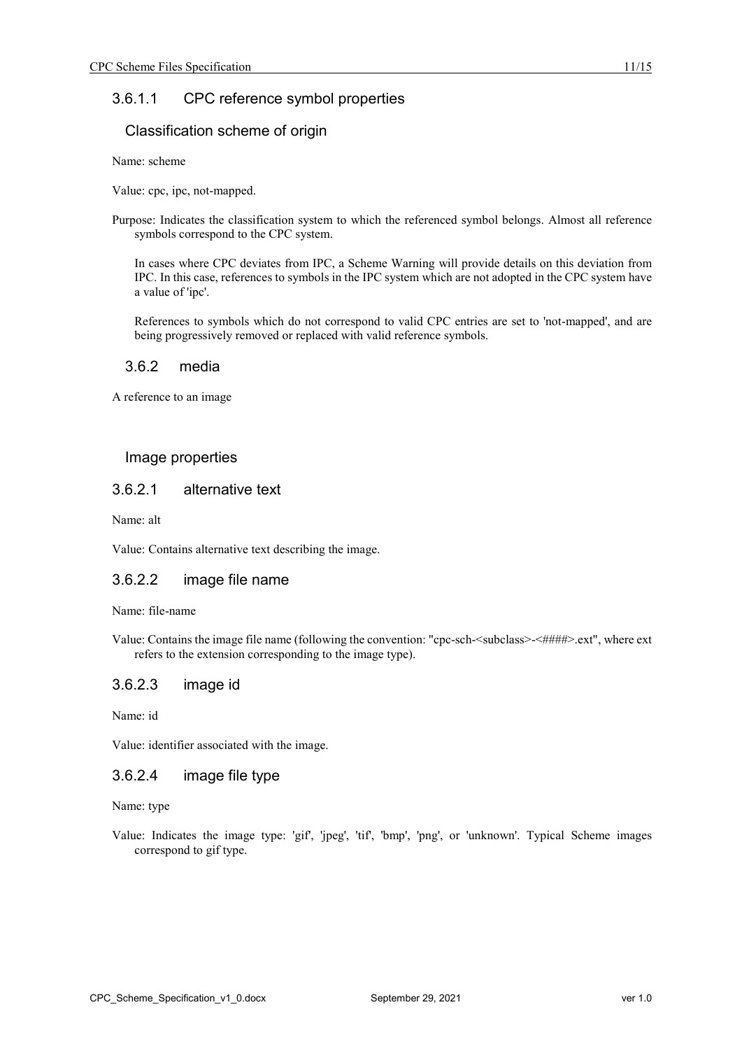#### 3.6.1.1 CPC reference symbol properties

##### Classification scheme of origin

Name: scheme

Value: cpc, ipc, not-mapped.

Purpose: Indicates the classification system to which the referenced symbol belongs. Almost all reference symbols correspond to the CPC system.

In cases where CPC deviates from IPC, a Scheme Warning will provide details on this deviation from IPC. In this case, references to symbols in the IPC system which are not adopted in the CPC system have a value of 'ipc'.

References to symbols which do not correspond to valid CPC entries are set to 'not-mapped', and are being progressively removed or replaced with valid reference symbols.

### 3.6.2 media

A reference to an image

##### Image properties

#### 3.6.2.1 alternative text

Name: alt

Value: Contains alternative text describing the image.

#### 3.6.2.2 image file name

Name: file-name

Value: Contains the image file name (following the convention: "cpc-sch-<subclass>-<####>.ext", where ext refers to the extension corresponding to the image type).

#### 3.6.2.3 image id

Name: id

Value: identifier associated with the image.

#### 3.6.2.4 image file type

Name: type

Value: Indicates the image type: 'gif', 'jpeg', 'tif', 'bmp', 'png', or 'unknown'. Typical Scheme images correspond to gif type.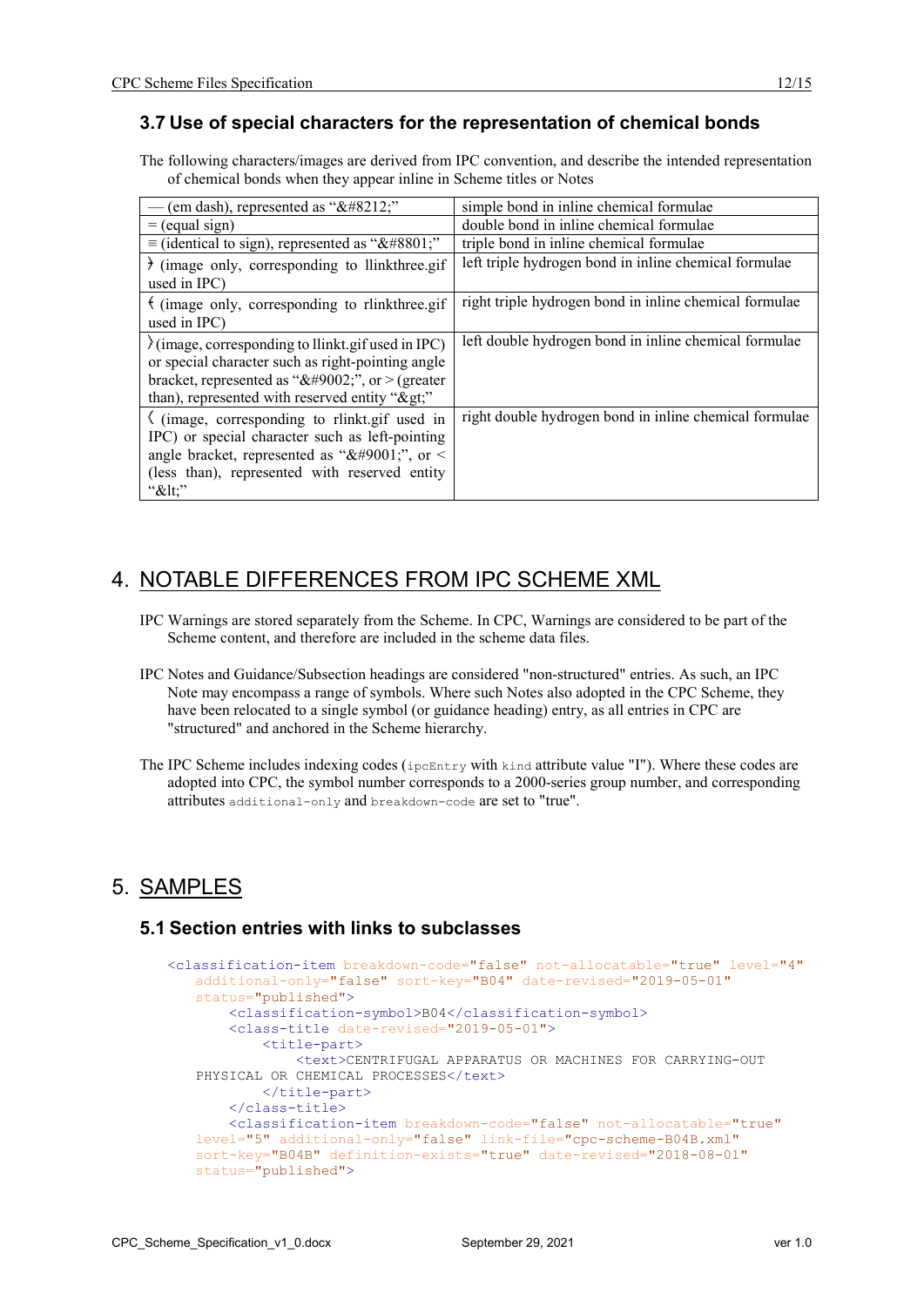### 3.7 Use of special characters for the representation of chemical bonds

The following characters/images are derived from IPC convention, and describe the intended representation of chemical bonds when they appear inline in Scheme titles or Notes

| | |
|---|---|
| — (em dash), represented as "&#8212;" | simple bond in inline chemical formulae |
| = (equal sign) | double bond in inline chemical formulae |
| ≡ (identical to sign), represented as "&#8801;" | triple bond in inline chemical formulae |
| ⦒ (image only, corresponding to llinkthree.gif used in IPC) | left triple hydrogen bond in inline chemical formulae |
| ⦑ (image only, corresponding to rlinkthree.gif used in IPC) | right triple hydrogen bond in inline chemical formulae |
| 〉(image, corresponding to llinkt.gif used in IPC) or special character such as right-pointing angle bracket, represented as "&#9002;", or > (greater than), represented with reserved entity "&gt;" | left double hydrogen bond in inline chemical formulae |
| 〈 (image, corresponding to rlinkt.gif used in IPC) or special character such as left-pointing angle bracket, represented as "&#9001;", or < (less than), represented with reserved entity "&lt;" | right double hydrogen bond in inline chemical formulae |

# 4. NOTABLE DIFFERENCES FROM IPC SCHEME XML

IPC Warnings are stored separately from the Scheme. In CPC, Warnings are considered to be part of the Scheme content, and therefore are included in the scheme data files.

IPC Notes and Guidance/Subsection headings are considered "non-structured" entries. As such, an IPC Note may encompass a range of symbols. Where such Notes also adopted in the CPC Scheme, they have been relocated to a single symbol (or guidance heading) entry, as all entries in CPC are "structured" and anchored in the Scheme hierarchy.

The IPC Scheme includes indexing codes (`ipcEntry` with `kind` attribute value "I"). Where these codes are adopted into CPC, the symbol number corresponds to a 2000-series group number, and corresponding attributes `additional-only` and `breakdown-code` are set to "true".

# 5. SAMPLES

### 5.1 Section entries with links to subclasses

```
<classification-item breakdown-code="false" not-allocatable="true" level="4"
    additional-only="false" sort-key="B04" date-revised="2019-05-01"
    status="published">
        <classification-symbol>B04</classification-symbol>
        <class-title date-revised="2019-05-01">
            <title-part>
                <text>CENTRIFUGAL APPARATUS OR MACHINES FOR CARRYING-OUT
    PHYSICAL OR CHEMICAL PROCESSES</text>
            </title-part>
        </class-title>
        <classification-item breakdown-code="false" not-allocatable="true"
    level="5" additional-only="false" link-file="cpc-scheme-B04B.xml"
    sort-key="B04B" definition-exists="true" date-revised="2018-08-01"
    status="published">
```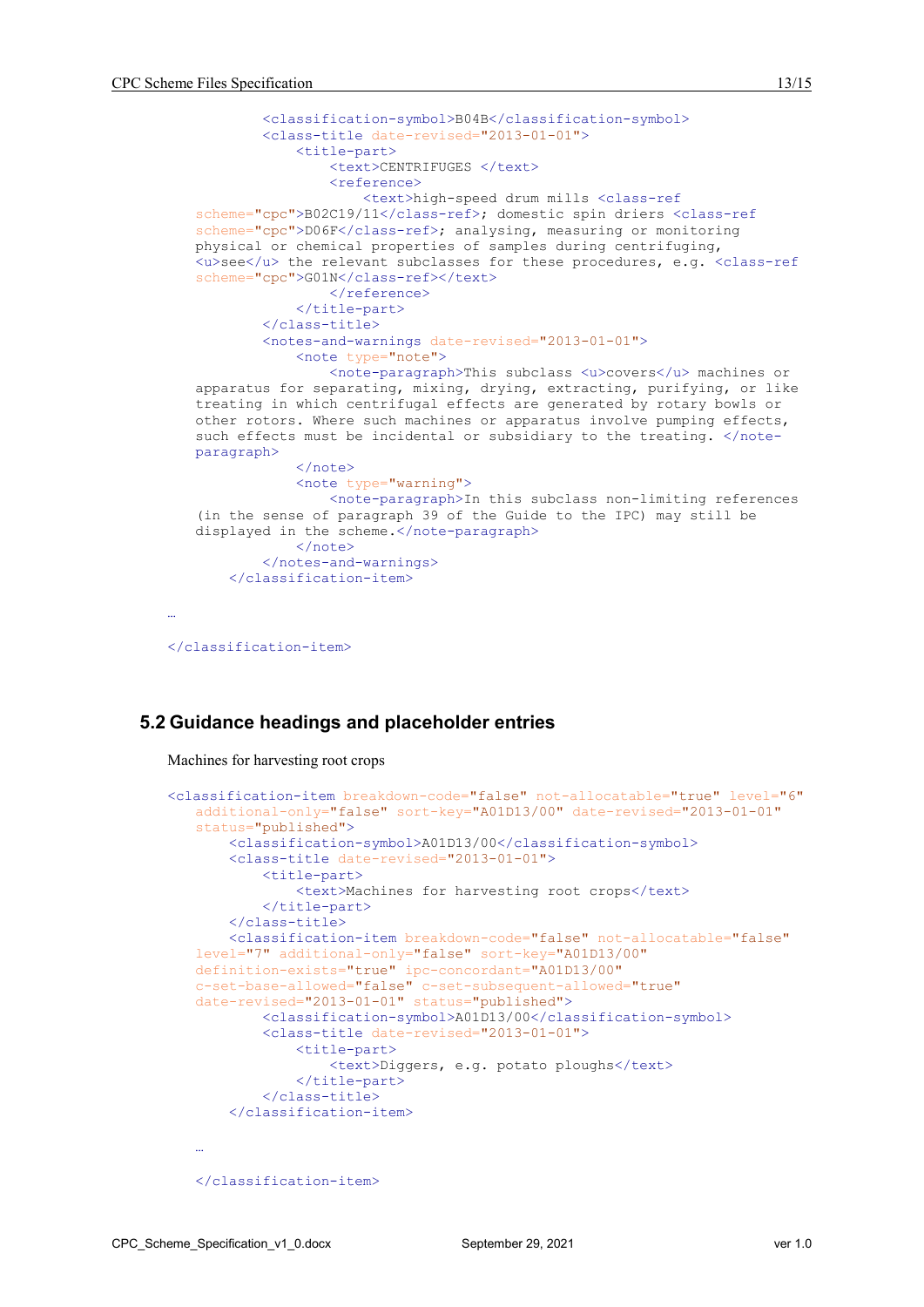```
            <classification-symbol>B04B</classification-symbol>
            <class-title date-revised="2013-01-01">
                <title-part>
                    <text>CENTRIFUGES </text>
                    <reference>
                        <text>high-speed drum mills <class-ref
    scheme="cpc">B02C19/11</class-ref>; domestic spin driers <class-ref
    scheme="cpc">D06F</class-ref>; analysing, measuring or monitoring
    physical or chemical properties of samples during centrifuging,
    <u>see</u> the relevant subclasses for these procedures, e.g. <class-ref
    scheme="cpc">G01N</class-ref></text>
                    </reference>
                </title-part>
            </class-title>
            <notes-and-warnings date-revised="2013-01-01">
                <note type="note">
                    <note-paragraph>This subclass <u>covers</u> machines or
    apparatus for separating, mixing, drying, extracting, purifying, or like
    treating in which centrifugal effects are generated by rotary bowls or
    other rotors. Where such machines or apparatus involve pumping effects,
    such effects must be incidental or subsidiary to the treating. </note-
    paragraph>
                </note>
                <note type="warning">
                    <note-paragraph>In this subclass non-limiting references
    (in the sense of paragraph 39 of the Guide to the IPC) may still be
    displayed in the scheme.</note-paragraph>
                </note>
            </notes-and-warnings>
        </classification-item>

…

</classification-item>
```

## 5.2 Guidance headings and placeholder entries

Machines for harvesting root crops

```
<classification-item breakdown-code="false" not-allocatable="true" level="6"
    additional-only="false" sort-key="A01D13/00" date-revised="2013-01-01"
    status="published">
        <classification-symbol>A01D13/00</classification-symbol>
        <class-title date-revised="2013-01-01">
            <title-part>
                <text>Machines for harvesting root crops</text>
            </title-part>
        </class-title>
        <classification-item breakdown-code="false" not-allocatable="false"
    level="7" additional-only="false" sort-key="A01D13/00"
    definition-exists="true" ipc-concordant="A01D13/00"
    c-set-base-allowed="false" c-set-subsequent-allowed="true"
    date-revised="2013-01-01" status="published">
            <classification-symbol>A01D13/00</classification-symbol>
            <class-title date-revised="2013-01-01">
                <title-part>
                    <text>Diggers, e.g. potato ploughs</text>
                </title-part>
            </class-title>
        </classification-item>

    …

    </classification-item>
```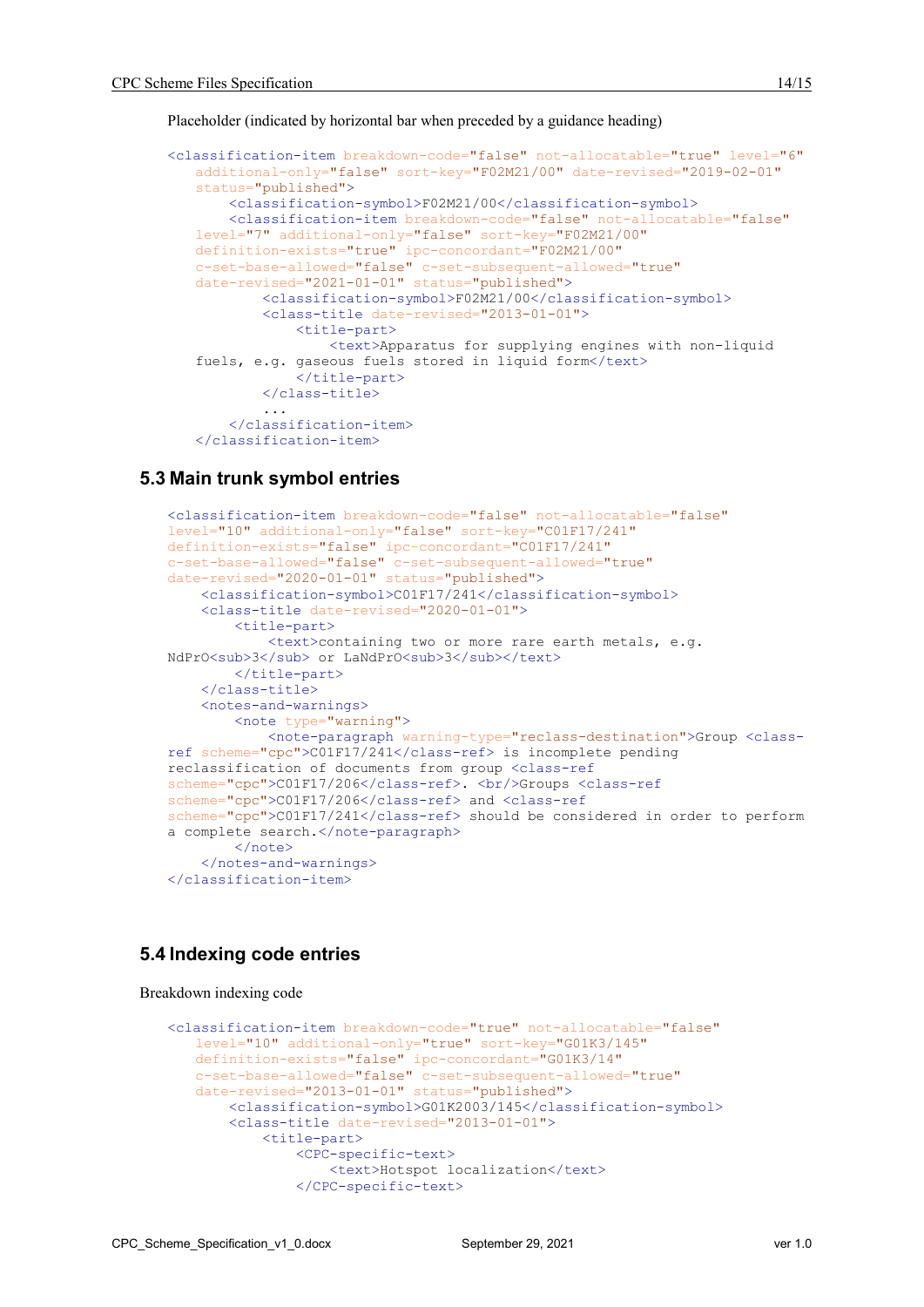Placeholder (indicated by horizontal bar when preceded by a guidance heading)

```
<classification-item breakdown-code="false" not-allocatable="true" level="6"
    additional-only="false" sort-key="F02M21/00" date-revised="2019-02-01"
    status="published">
        <classification-symbol>F02M21/00</classification-symbol>
        <classification-item breakdown-code="false" not-allocatable="false"
    level="7" additional-only="false" sort-key="F02M21/00"
    definition-exists="true" ipc-concordant="F02M21/00"
    c-set-base-allowed="false" c-set-subsequent-allowed="true"
    date-revised="2021-01-01" status="published">
            <classification-symbol>F02M21/00</classification-symbol>
            <class-title date-revised="2013-01-01">
                <title-part>
                    <text>Apparatus for supplying engines with non-liquid
    fuels, e.g. gaseous fuels stored in liquid form</text>
                </title-part>
            </class-title>
            ...
        </classification-item>
    </classification-item>
```

## 5.3 Main trunk symbol entries

```
<classification-item breakdown-code="false" not-allocatable="false"
level="10" additional-only="false" sort-key="C01F17/241"
definition-exists="false" ipc-concordant="C01F17/241"
c-set-base-allowed="false" c-set-subsequent-allowed="true"
date-revised="2020-01-01" status="published">
    <classification-symbol>C01F17/241</classification-symbol>
    <class-title date-revised="2020-01-01">
        <title-part>
            <text>containing two or more rare earth metals, e.g.
NdPrO<sub>3</sub> or LaNdPrO<sub>3</sub></text>
        </title-part>
    </class-title>
    <notes-and-warnings>
        <note type="warning">
            <note-paragraph warning-type="reclass-destination">Group <class-
ref scheme="cpc">C01F17/241</class-ref> is incomplete pending
reclassification of documents from group <class-ref
scheme="cpc">C01F17/206</class-ref>. <br/>Groups <class-ref
scheme="cpc">C01F17/206</class-ref> and <class-ref
scheme="cpc">C01F17/241</class-ref> should be considered in order to perform
a complete search.</note-paragraph>
        </note>
    </notes-and-warnings>
</classification-item>
```

## 5.4 Indexing code entries

Breakdown indexing code

```
<classification-item breakdown-code="true" not-allocatable="false"
    level="10" additional-only="true" sort-key="G01K3/145"
    definition-exists="false" ipc-concordant="G01K3/14"
    c-set-base-allowed="false" c-set-subsequent-allowed="true"
    date-revised="2013-01-01" status="published">
        <classification-symbol>G01K2003/145</classification-symbol>
        <class-title date-revised="2013-01-01">
            <title-part>
                <CPC-specific-text>
                    <text>Hotspot localization</text>
                </CPC-specific-text>
```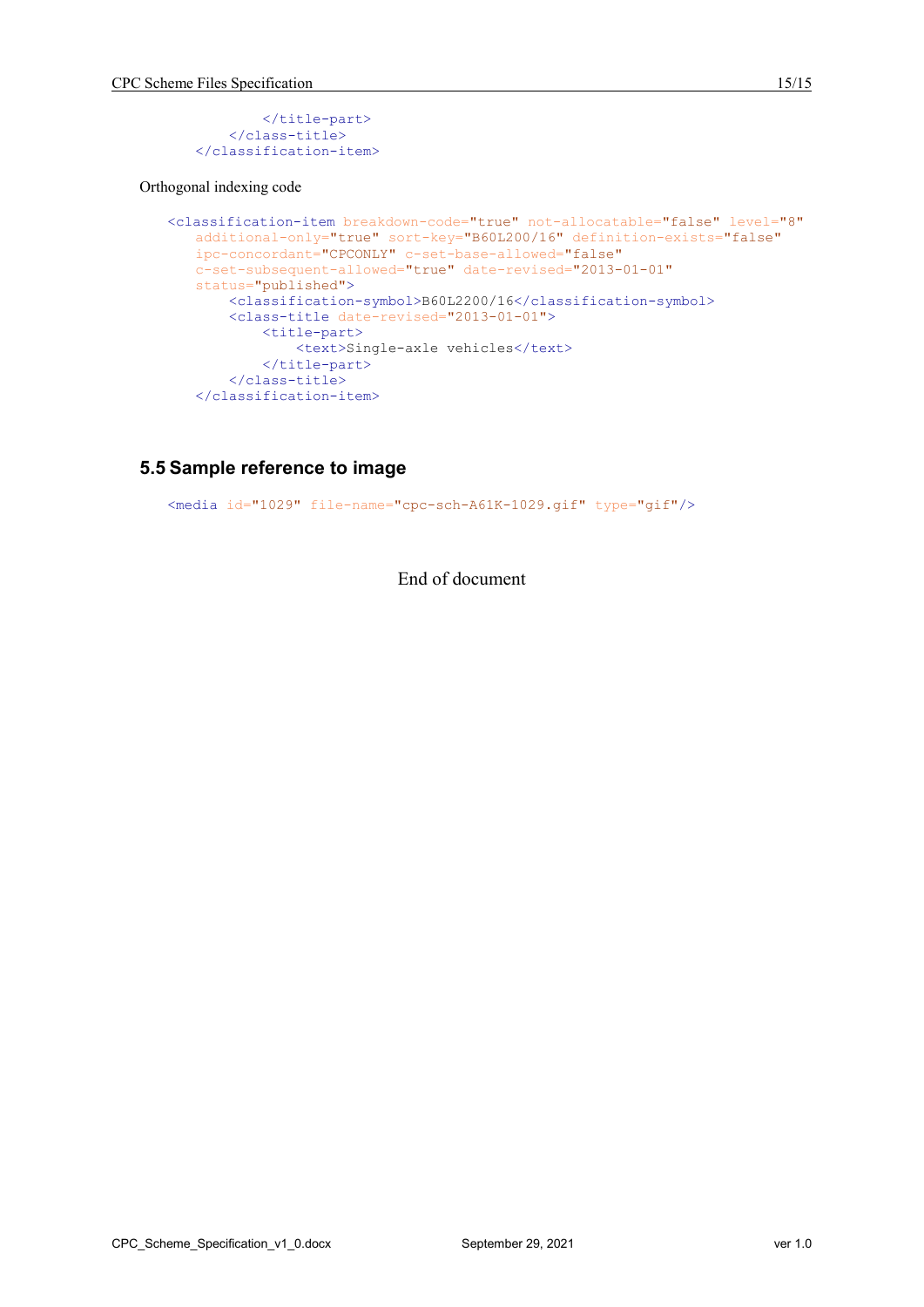```
            </title-part>
        </class-title>
    </classification-item>
```

Orthogonal indexing code

```
<classification-item breakdown-code="true" not-allocatable="false" level="8"
    additional-only="true" sort-key="B60L200/16" definition-exists="false"
    ipc-concordant="CPCONLY" c-set-base-allowed="false"
    c-set-subsequent-allowed="true" date-revised="2013-01-01"
    status="published">
        <classification-symbol>B60L2200/16</classification-symbol>
        <class-title date-revised="2013-01-01">
            <title-part>
                <text>Single-axle vehicles</text>
            </title-part>
        </class-title>
    </classification-item>
```

## 5.5 Sample reference to image

```
<media id="1029" file-name="cpc-sch-A61K-1029.gif" type="gif"/>
```

End of document